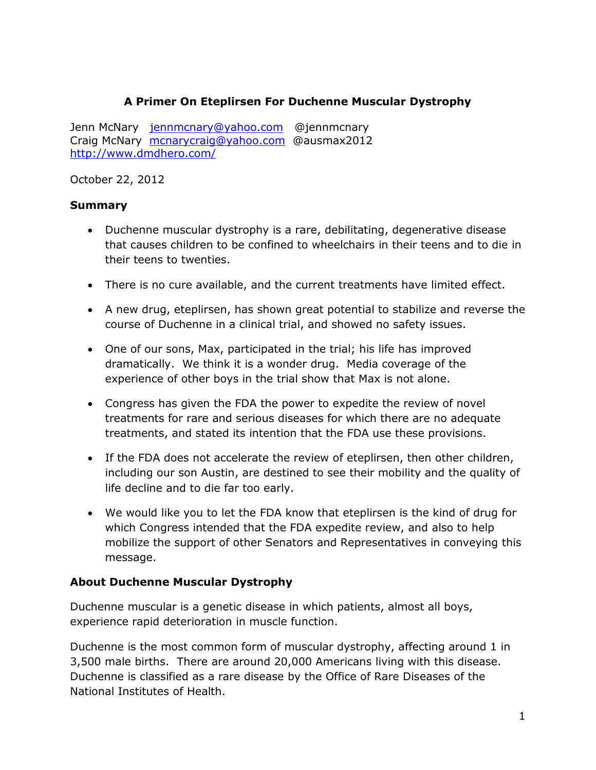# A Primer On Eteplirsen For Duchenne Muscular Dystrophy

Jenn McNary jennmcnary@yahoo.com @jennmcnary
Craig McNary mcnarycraig@yahoo.com @ausmax2012
http://www.dmdhero.com/

October 22, 2012

## Summary

- Duchenne muscular dystrophy is a rare, debilitating, degenerative disease that causes children to be confined to wheelchairs in their teens and to die in their teens to twenties.

- There is no cure available, and the current treatments have limited effect.

- A new drug, eteplirsen, has shown great potential to stabilize and reverse the course of Duchenne in a clinical trial, and showed no safety issues.

- One of our sons, Max, participated in the trial; his life has improved dramatically. We think it is a wonder drug. Media coverage of the experience of other boys in the trial show that Max is not alone.

- Congress has given the FDA the power to expedite the review of novel treatments for rare and serious diseases for which there are no adequate treatments, and stated its intention that the FDA use these provisions.

- If the FDA does not accelerate the review of eteplirsen, then other children, including our son Austin, are destined to see their mobility and the quality of life decline and to die far too early.

- We would like you to let the FDA know that eteplirsen is the kind of drug for which Congress intended that the FDA expedite review, and also to help mobilize the support of other Senators and Representatives in conveying this message.

## About Duchenne Muscular Dystrophy

Duchenne muscular is a genetic disease in which patients, almost all boys, experience rapid deterioration in muscle function.

Duchenne is the most common form of muscular dystrophy, affecting around 1 in 3,500 male births. There are around 20,000 Americans living with this disease. Duchenne is classified as a rare disease by the Office of Rare Diseases of the National Institutes of Health.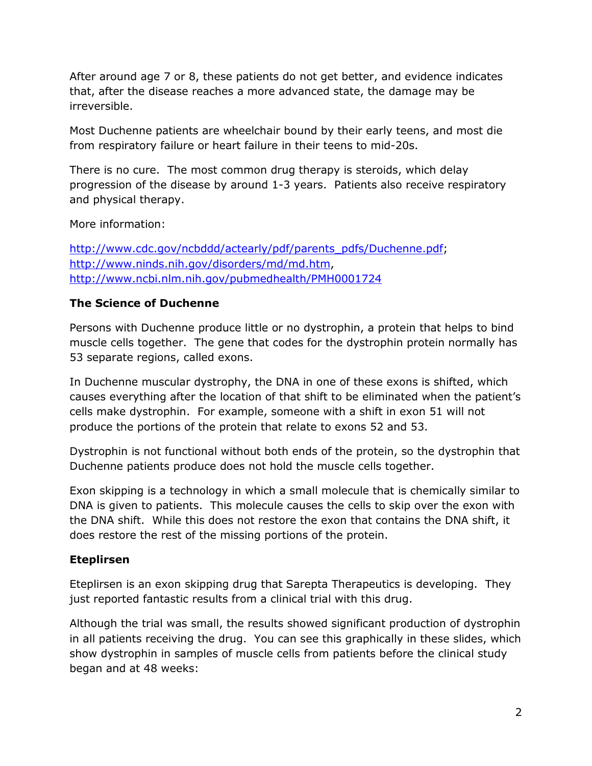After around age 7 or 8, these patients do not get better, and evidence indicates that, after the disease reaches a more advanced state, the damage may be irreversible.

Most Duchenne patients are wheelchair bound by their early teens, and most die from respiratory failure or heart failure in their teens to mid-20s.

There is no cure. The most common drug therapy is steroids, which delay progression of the disease by around 1-3 years. Patients also receive respiratory and physical therapy.

More information:

[http://www.cdc.gov/ncbddd/actearly/pdf/parents_pdfs/Duchenne.pdf](http://www.cdc.gov/ncbddd/actearly/pdf/parents_pdfs/Duchenne.pdf); [http://www.ninds.nih.gov/disorders/md/md.htm](http://www.ninds.nih.gov/disorders/md/md.htm), [http://www.ncbi.nlm.nih.gov/pubmedhealth/PMH0001724](http://www.ncbi.nlm.nih.gov/pubmedhealth/PMH0001724)

**The Science of Duchenne**

Persons with Duchenne produce little or no dystrophin, a protein that helps to bind muscle cells together. The gene that codes for the dystrophin protein normally has 53 separate regions, called exons.

In Duchenne muscular dystrophy, the DNA in one of these exons is shifted, which causes everything after the location of that shift to be eliminated when the patient's cells make dystrophin. For example, someone with a shift in exon 51 will not produce the portions of the protein that relate to exons 52 and 53.

Dystrophin is not functional without both ends of the protein, so the dystrophin that Duchenne patients produce does not hold the muscle cells together.

Exon skipping is a technology in which a small molecule that is chemically similar to DNA is given to patients. This molecule causes the cells to skip over the exon with the DNA shift. While this does not restore the exon that contains the DNA shift, it does restore the rest of the missing portions of the protein.

**Eteplirsen**

Eteplirsen is an exon skipping drug that Sarepta Therapeutics is developing. They just reported fantastic results from a clinical trial with this drug.

Although the trial was small, the results showed significant production of dystrophin in all patients receiving the drug. You can see this graphically in these slides, which show dystrophin in samples of muscle cells from patients before the clinical study began and at 48 weeks: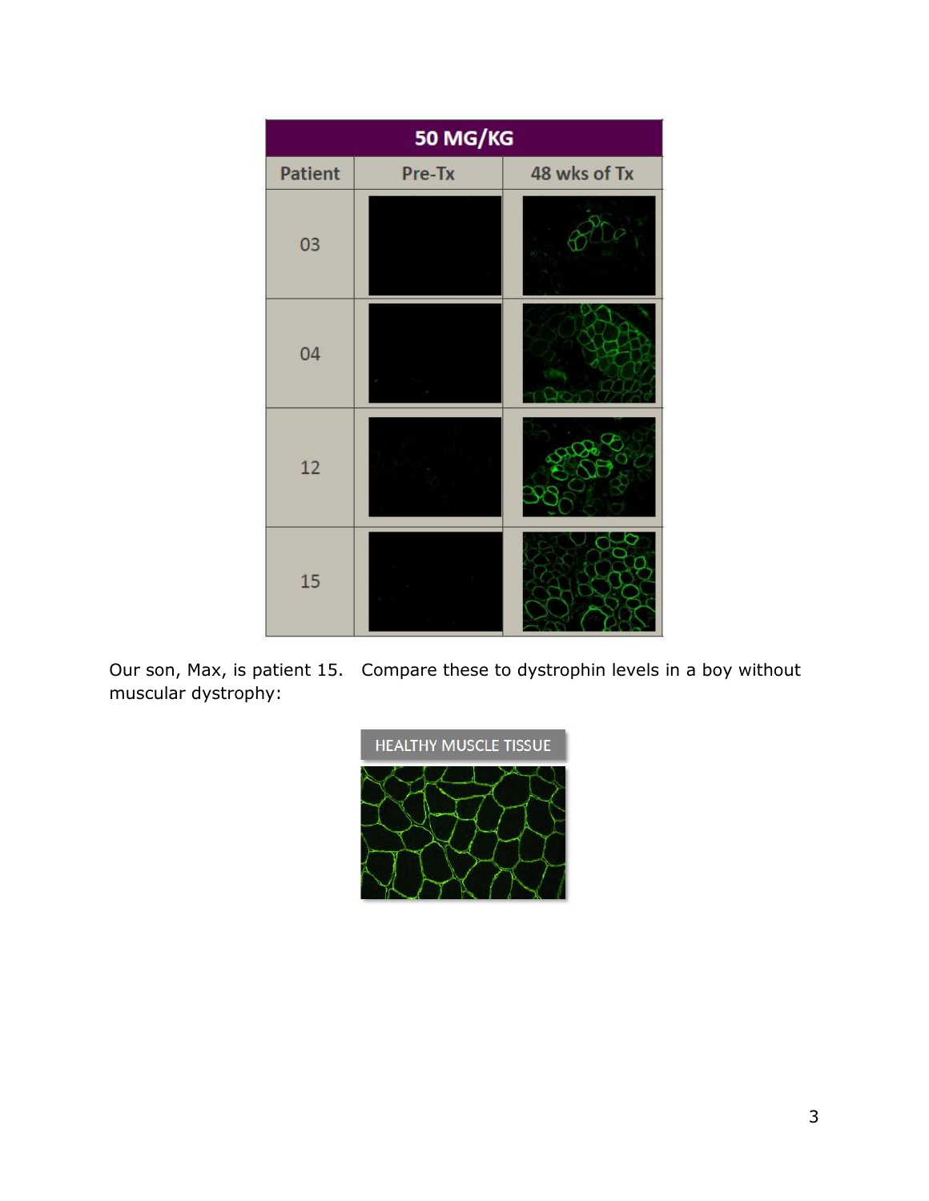| 50 MG/KG | | |
| --- | --- | --- |
| Patient | Pre-Tx | 48 wks of Tx |
| 03 | | |
| 04 | | |
| 12 | | |
| 15 | | |

Our son, Max, is patient 15.   Compare these to dystrophin levels in a boy without muscular dystrophy:

HEALTHY MUSCLE TISSUE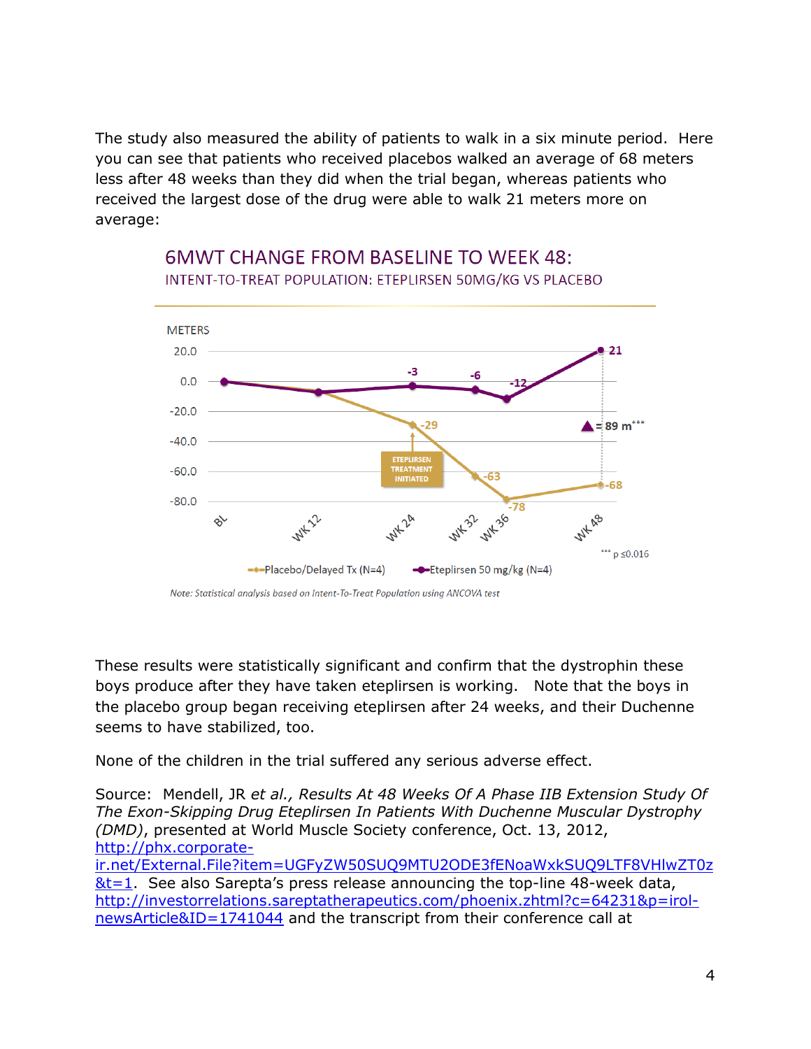The study also measured the ability of patients to walk in a six minute period. Here you can see that patients who received placebos walked an average of 68 meters less after 48 weeks than they did when the trial began, whereas patients who received the largest dose of the drug were able to walk 21 meters more on average:

6MWT CHANGE FROM BASELINE TO WEEK 48:
INTENT-TO-TREAT POPULATION: ETEPLIRSEN 50MG/KG VS PLACEBO

| | BL | WK 12 | WK 24 | WK 32 | WK 36 | WK 48 |
|---|---|---|---|---|---|---|
| Placebo/Delayed Tx (N=4) | 0 | | -29 | -63 | -78 | -68 |
| Eteplirsen 50 mg/kg (N=4) | 0 | | -3 | -6 | -12 | 21 |

ETEPLIRSEN TREATMENT INITIATED (WK 24, Placebo/Delayed Tx)

▲ = 89 m***

*** p ≤0.016

Note: Statistical analysis based on Intent-To-Treat Population using ANCOVA test

These results were statistically significant and confirm that the dystrophin these boys produce after they have taken eteplirsen is working. Note that the boys in the placebo group began receiving eteplirsen after 24 weeks, and their Duchenne seems to have stabilized, too.

None of the children in the trial suffered any serious adverse effect.

Source: Mendell, JR *et al., Results At 48 Weeks Of A Phase IIB Extension Study Of The Exon-Skipping Drug Eteplirsen In Patients With Duchenne Muscular Dystrophy (DMD)*, presented at World Muscle Society conference, Oct. 13, 2012, http://phx.corporate-ir.net/External.File?item=UGFyZW50SUQ9MTU2ODE3fENoaWxkSUQ9LTF8VHlwZT0z&t=1. See also Sarepta's press release announcing the top-line 48-week data, http://investorrelations.sareptatherapeutics.com/phoenix.zhtml?c=64231&p=irol-newsArticle&ID=1741044 and the transcript from their conference call at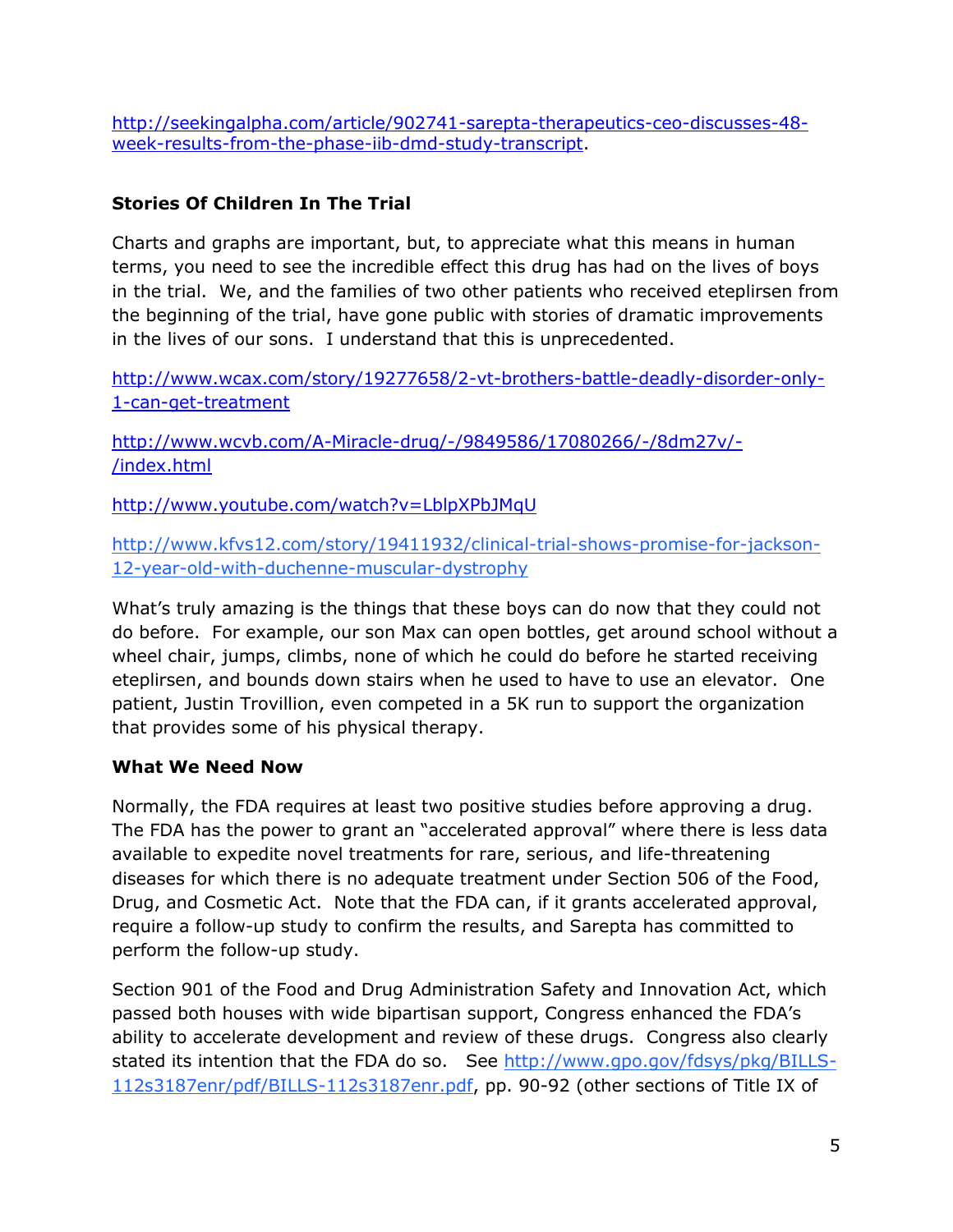http://seekingalpha.com/article/902741-sarepta-therapeutics-ceo-discusses-48-week-results-from-the-phase-iib-dmd-study-transcript.

**Stories Of Children In The Trial**

Charts and graphs are important, but, to appreciate what this means in human terms, you need to see the incredible effect this drug has had on the lives of boys in the trial. We, and the families of two other patients who received eteplirsen from the beginning of the trial, have gone public with stories of dramatic improvements in the lives of our sons. I understand that this is unprecedented.

http://www.wcax.com/story/19277658/2-vt-brothers-battle-deadly-disorder-only-1-can-get-treatment

http://www.wcvb.com/A-Miracle-drug/-/9849586/17080266/-/8dm27v/-/index.html

http://www.youtube.com/watch?v=LblpXPbJMqU

http://www.kfvs12.com/story/19411932/clinical-trial-shows-promise-for-jackson-12-year-old-with-duchenne-muscular-dystrophy

What's truly amazing is the things that these boys can do now that they could not do before. For example, our son Max can open bottles, get around school without a wheel chair, jumps, climbs, none of which he could do before he started receiving eteplirsen, and bounds down stairs when he used to have to use an elevator. One patient, Justin Trovillion, even competed in a 5K run to support the organization that provides some of his physical therapy.

**What We Need Now**

Normally, the FDA requires at least two positive studies before approving a drug. The FDA has the power to grant an "accelerated approval" where there is less data available to expedite novel treatments for rare, serious, and life-threatening diseases for which there is no adequate treatment under Section 506 of the Food, Drug, and Cosmetic Act. Note that the FDA can, if it grants accelerated approval, require a follow-up study to confirm the results, and Sarepta has committed to perform the follow-up study.

Section 901 of the Food and Drug Administration Safety and Innovation Act, which passed both houses with wide bipartisan support, Congress enhanced the FDA's ability to accelerate development and review of these drugs. Congress also clearly stated its intention that the FDA do so. See http://www.gpo.gov/fdsys/pkg/BILLS-112s3187enr/pdf/BILLS-112s3187enr.pdf, pp. 90-92 (other sections of Title IX of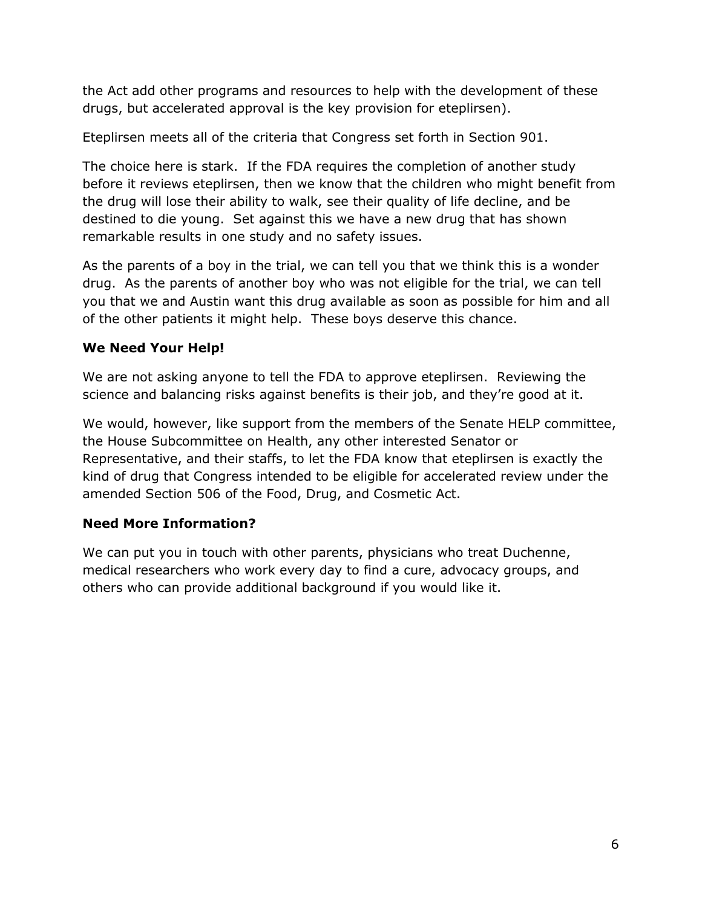the Act add other programs and resources to help with the development of these drugs, but accelerated approval is the key provision for eteplirsen).

Eteplirsen meets all of the criteria that Congress set forth in Section 901.

The choice here is stark. If the FDA requires the completion of another study before it reviews eteplirsen, then we know that the children who might benefit from the drug will lose their ability to walk, see their quality of life decline, and be destined to die young. Set against this we have a new drug that has shown remarkable results in one study and no safety issues.

As the parents of a boy in the trial, we can tell you that we think this is a wonder drug. As the parents of another boy who was not eligible for the trial, we can tell you that we and Austin want this drug available as soon as possible for him and all of the other patients it might help. These boys deserve this chance.

**We Need Your Help!**

We are not asking anyone to tell the FDA to approve eteplirsen. Reviewing the science and balancing risks against benefits is their job, and they're good at it.

We would, however, like support from the members of the Senate HELP committee, the House Subcommittee on Health, any other interested Senator or Representative, and their staffs, to let the FDA know that eteplirsen is exactly the kind of drug that Congress intended to be eligible for accelerated review under the amended Section 506 of the Food, Drug, and Cosmetic Act.

**Need More Information?**

We can put you in touch with other parents, physicians who treat Duchenne, medical researchers who work every day to find a cure, advocacy groups, and others who can provide additional background if you would like it.